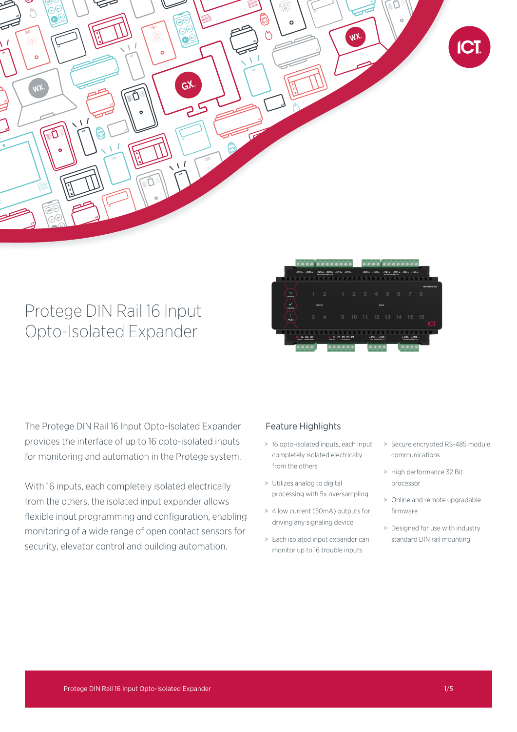# Protege DIN Rail 16 Input Opto-Isolated Expander

The Protege DIN Rail 16 Input Opto-Isolated Expander provides the interface of up to 16 opto-isolated inputs for monitoring and automation in the Protege system.

With 16 inputs, each completely isolated electrically from the others, the isolated input expander allows flexible input programming and configuration, enabling monitoring of a wide range of open contact sensors for security, elevator control and building automation.

## Feature Highlights

- 16 opto-isolated inputs, each input completely isolated electrically from the others
- Utilizes analog to digital processing with 5x oversampling
- 4 low current (50mA) outputs for driving any signaling device
- Each isolated input expander can monitor up to 16 trouble inputs
- Secure encrypted RS-485 module communications
- High performance 32 Bit processor
- Online and remote upgradable firmware
- Designed for use with industry standard DIN rail mounting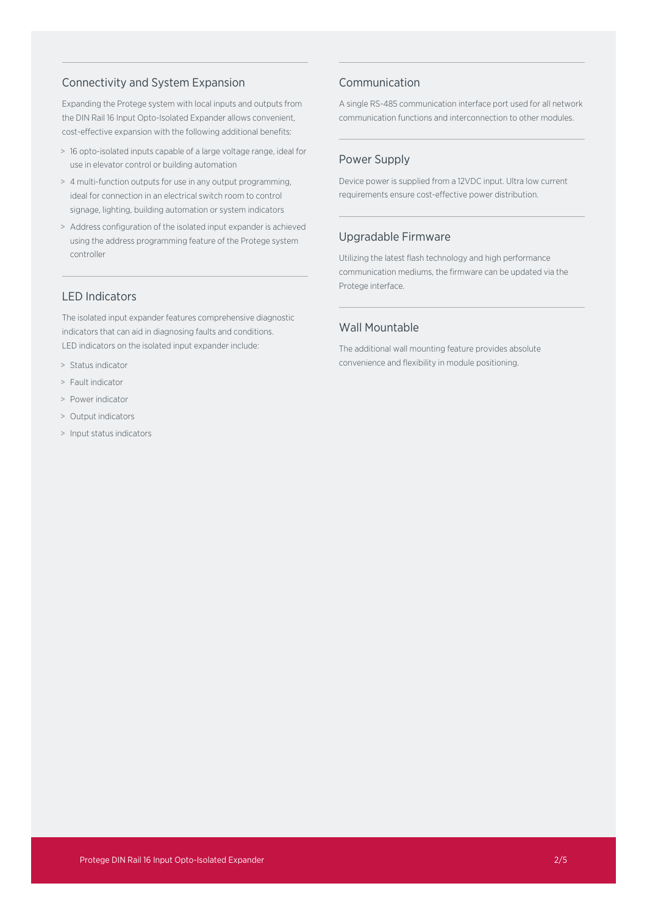## Connectivity and System Expansion

Expanding the Protege system with local inputs and outputs from the DIN Rail 16 Input Opto-Isolated Expander allows convenient, cost-effective expansion with the following additional benefits:

- 16 opto-isolated inputs capable of a large voltage range, ideal for use in elevator control or building automation
- 4 multi-function outputs for use in any output programming, ideal for connection in an electrical switch room to control signage, lighting, building automation or system indicators
- Address configuration of the isolated input expander is achieved using the address programming feature of the Protege system controller

## LED Indicators

The isolated input expander features comprehensive diagnostic indicators that can aid in diagnosing faults and conditions. LED indicators on the isolated input expander include:

- Status indicator
- Fault indicator
- Power indicator
- Output indicators
- Input status indicators

## Communication

A single RS-485 communication interface port used for all network communication functions and interconnection to other modules.

## Power Supply

Device power is supplied from a 12VDC input. Ultra low current requirements ensure cost-effective power distribution.

## Upgradable Firmware

Utilizing the latest flash technology and high performance communication mediums, the firmware can be updated via the Protege interface.

## Wall Mountable

The additional wall mounting feature provides absolute convenience and flexibility in module positioning.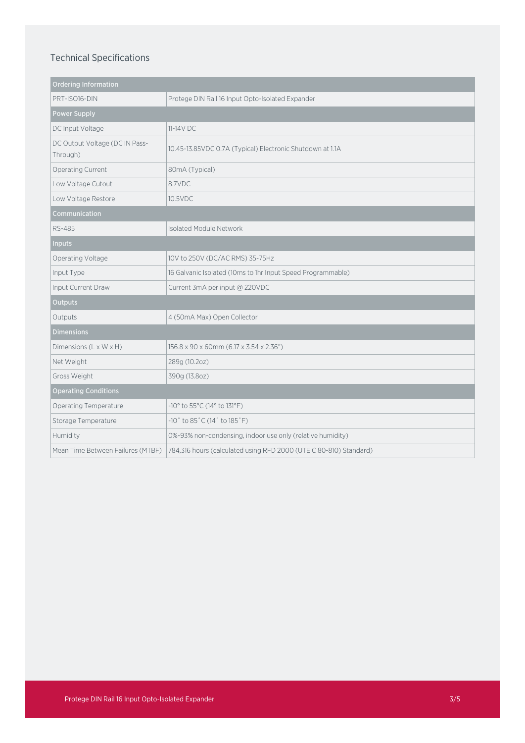## Technical Specifications

| Ordering Information | |
|---|---|
| PRT-ISO16-DIN | Protege DIN Rail 16 Input Opto-Isolated Expander |
| **Power Supply** | |
| DC Input Voltage | 11-14V DC |
| DC Output Voltage (DC IN Pass-Through) | 10.45-13.85VDC 0.7A (Typical) Electronic Shutdown at 1.1A |
| Operating Current | 80mA (Typical) |
| Low Voltage Cutout | 8.7VDC |
| Low Voltage Restore | 10.5VDC |
| **Communication** | |
| RS-485 | Isolated Module Network |
| **Inputs** | |
| Operating Voltage | 10V to 250V (DC/AC RMS) 35-75Hz |
| Input Type | 16 Galvanic Isolated (10ms to 1hr Input Speed Programmable) |
| Input Current Draw | Current 3mA per input @ 220VDC |
| **Outputs** | |
| Outputs | 4 (50mA Max) Open Collector |
| **Dimensions** | |
| Dimensions (L x W x H) | 156.8 x 90 x 60mm (6.17 x 3.54 x 2.36") |
| Net Weight | 289g (10.2oz) |
| Gross Weight | 390g (13.8oz) |
| **Operating Conditions** | |
| Operating Temperature | -10° to 55°C (14° to 131°F) |
| Storage Temperature | -10˚ to 85˚C (14˚ to 185˚F) |
| Humidity | 0%-93% non-condensing, indoor use only (relative humidity) |
| Mean Time Between Failures (MTBF) | 784,316 hours (calculated using RFD 2000 (UTE C 80-810) Standard) |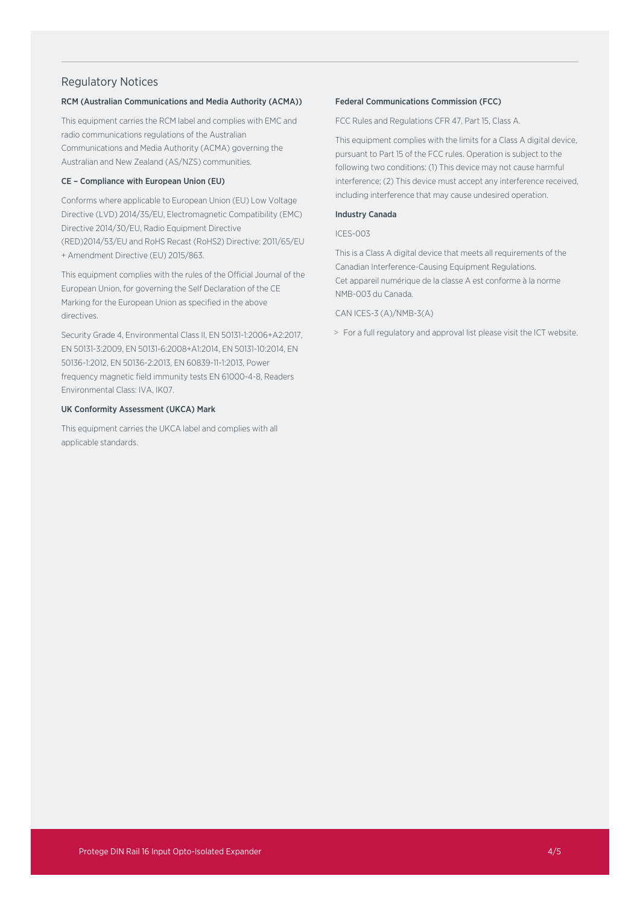## Regulatory Notices

### RCM (Australian Communications and Media Authority (ACMA))

This equipment carries the RCM label and complies with EMC and radio communications regulations of the Australian Communications and Media Authority (ACMA) governing the Australian and New Zealand (AS/NZS) communities.

### CE – Compliance with European Union (EU)

Conforms where applicable to European Union (EU) Low Voltage Directive (LVD) 2014/35/EU, Electromagnetic Compatibility (EMC) Directive 2014/30/EU, Radio Equipment Directive (RED)2014/53/EU and RoHS Recast (RoHS2) Directive: 2011/65/EU + Amendment Directive (EU) 2015/863.

This equipment complies with the rules of the Official Journal of the European Union, for governing the Self Declaration of the CE Marking for the European Union as specified in the above directives.

Security Grade 4, Environmental Class II, EN 50131-1:2006+A2:2017, EN 50131-3:2009, EN 50131-6:2008+A1:2014, EN 50131-10:2014, EN 50136-1:2012, EN 50136-2:2013, EN 60839-11-1:2013, Power frequency magnetic field immunity tests EN 61000-4-8, Readers Environmental Class: IVA, IK07.

### UK Conformity Assessment (UKCA) Mark

This equipment carries the UKCA label and complies with all applicable standards.

### Federal Communications Commission (FCC)

FCC Rules and Regulations CFR 47, Part 15, Class A.

This equipment complies with the limits for a Class A digital device, pursuant to Part 15 of the FCC rules. Operation is subject to the following two conditions: (1) This device may not cause harmful interference; (2) This device must accept any interference received, including interference that may cause undesired operation.

### Industry Canada

ICES-003

This is a Class A digital device that meets all requirements of the Canadian Interference-Causing Equipment Regulations.
Cet appareil numérique de la classe A est conforme à la norme NMB-003 du Canada.

CAN ICES-3 (A)/NMB-3(A)

> For a full regulatory and approval list please visit the ICT website.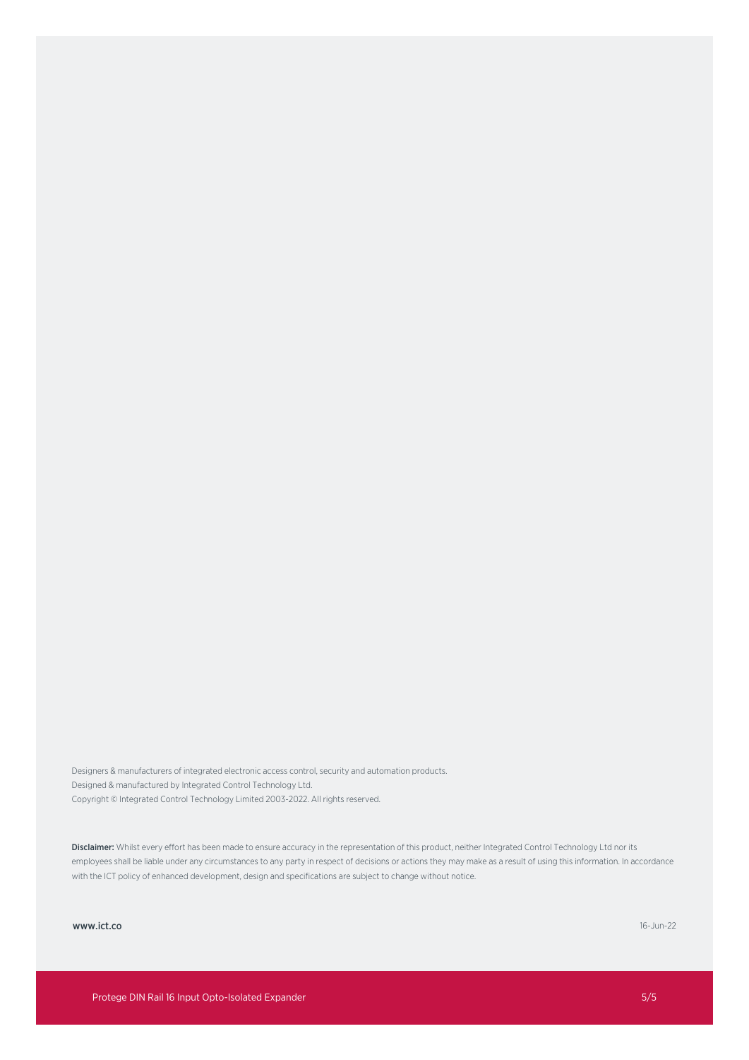Designers & manufacturers of integrated electronic access control, security and automation products.
Designed & manufactured by Integrated Control Technology Ltd.
Copyright © Integrated Control Technology Limited 2003-2022. All rights reserved.

**Disclaimer:** Whilst every effort has been made to ensure accuracy in the representation of this product, neither Integrated Control Technology Ltd nor its employees shall be liable under any circumstances to any party in respect of decisions or actions they may make as a result of using this information. In accordance with the ICT policy of enhanced development, design and specifications are subject to change without notice.

**www.ict.co**

16-Jun-22